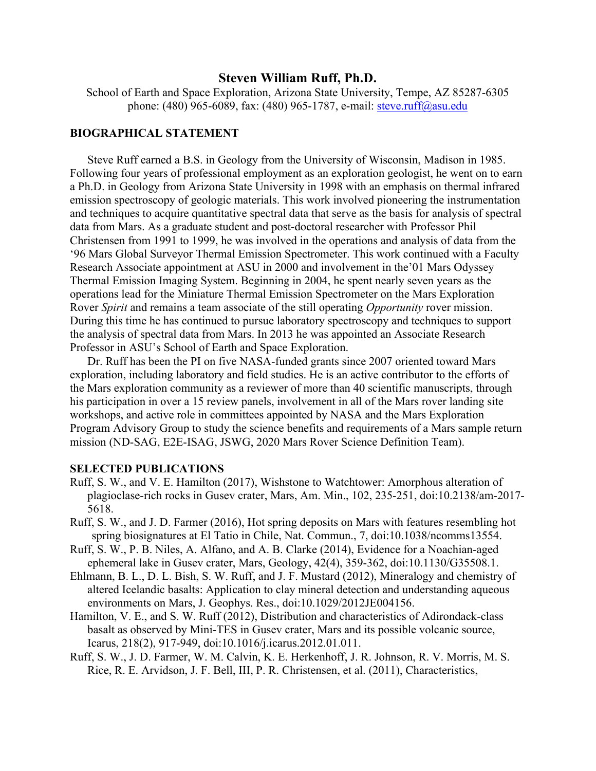# Steven William Ruff, Ph.D.

School of Earth and Space Exploration, Arizona State University, Tempe, AZ 85287-6305
phone: (480) 965-6089, fax: (480) 965-1787, e-mail: steve.ruff@asu.edu

## BIOGRAPHICAL STATEMENT

Steve Ruff earned a B.S. in Geology from the University of Wisconsin, Madison in 1985. Following four years of professional employment as an exploration geologist, he went on to earn a Ph.D. in Geology from Arizona State University in 1998 with an emphasis on thermal infrared emission spectroscopy of geologic materials. This work involved pioneering the instrumentation and techniques to acquire quantitative spectral data that serve as the basis for analysis of spectral data from Mars. As a graduate student and post-doctoral researcher with Professor Phil Christensen from 1991 to 1999, he was involved in the operations and analysis of data from the '96 Mars Global Surveyor Thermal Emission Spectrometer. This work continued with a Faculty Research Associate appointment at ASU in 2000 and involvement in the'01 Mars Odyssey Thermal Emission Imaging System. Beginning in 2004, he spent nearly seven years as the operations lead for the Miniature Thermal Emission Spectrometer on the Mars Exploration Rover *Spirit* and remains a team associate of the still operating *Opportunity* rover mission. During this time he has continued to pursue laboratory spectroscopy and techniques to support the analysis of spectral data from Mars. In 2013 he was appointed an Associate Research Professor in ASU's School of Earth and Space Exploration.

Dr. Ruff has been the PI on five NASA-funded grants since 2007 oriented toward Mars exploration, including laboratory and field studies. He is an active contributor to the efforts of the Mars exploration community as a reviewer of more than 40 scientific manuscripts, through his participation in over a 15 review panels, involvement in all of the Mars rover landing site workshops, and active role in committees appointed by NASA and the Mars Exploration Program Advisory Group to study the science benefits and requirements of a Mars sample return mission (ND-SAG, E2E-ISAG, JSWG, 2020 Mars Rover Science Definition Team).

## SELECTED PUBLICATIONS

Ruff, S. W., and V. E. Hamilton (2017), Wishstone to Watchtower: Amorphous alteration of plagioclase-rich rocks in Gusev crater, Mars, Am. Min., 102, 235-251, doi:10.2138/am-2017-5618.

Ruff, S. W., and J. D. Farmer (2016), Hot spring deposits on Mars with features resembling hot spring biosignatures at El Tatio in Chile, Nat. Commun., 7, doi:10.1038/ncomms13554.

Ruff, S. W., P. B. Niles, A. Alfano, and A. B. Clarke (2014), Evidence for a Noachian-aged ephemeral lake in Gusev crater, Mars, Geology, 42(4), 359-362, doi:10.1130/G35508.1.

Ehlmann, B. L., D. L. Bish, S. W. Ruff, and J. F. Mustard (2012), Mineralogy and chemistry of altered Icelandic basalts: Application to clay mineral detection and understanding aqueous environments on Mars, J. Geophys. Res., doi:10.1029/2012JE004156.

Hamilton, V. E., and S. W. Ruff (2012), Distribution and characteristics of Adirondack-class basalt as observed by Mini-TES in Gusev crater, Mars and its possible volcanic source, Icarus, 218(2), 917-949, doi:10.1016/j.icarus.2012.01.011.

Ruff, S. W., J. D. Farmer, W. M. Calvin, K. E. Herkenhoff, J. R. Johnson, R. V. Morris, M. S. Rice, R. E. Arvidson, J. F. Bell, III, P. R. Christensen, et al. (2011), Characteristics,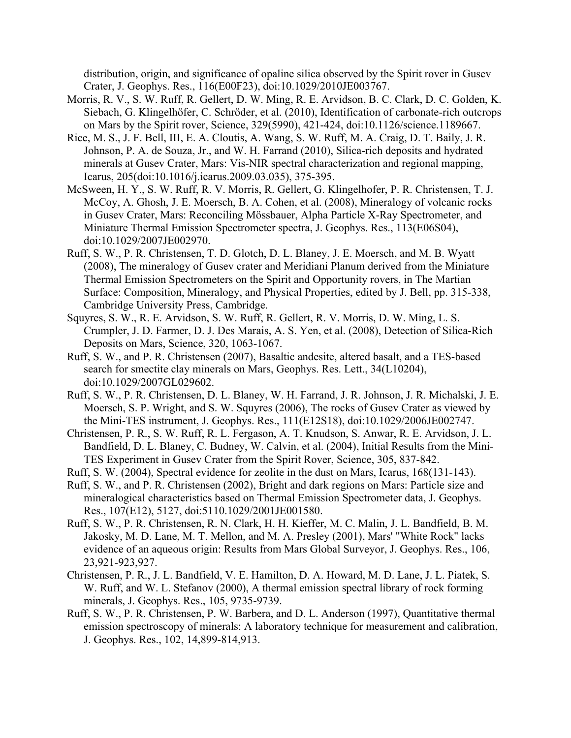distribution, origin, and significance of opaline silica observed by the Spirit rover in Gusev Crater, J. Geophys. Res., 116(E00F23), doi:10.1029/2010JE003767.

Morris, R. V., S. W. Ruff, R. Gellert, D. W. Ming, R. E. Arvidson, B. C. Clark, D. C. Golden, K. Siebach, G. Klingelhöfer, C. Schröder, et al. (2010), Identification of carbonate-rich outcrops on Mars by the Spirit rover, Science, 329(5990), 421-424, doi:10.1126/science.1189667.

Rice, M. S., J. F. Bell, III, E. A. Cloutis, A. Wang, S. W. Ruff, M. A. Craig, D. T. Baily, J. R. Johnson, P. A. de Souza, Jr., and W. H. Farrand (2010), Silica-rich deposits and hydrated minerals at Gusev Crater, Mars: Vis-NIR spectral characterization and regional mapping, Icarus, 205(doi:10.1016/j.icarus.2009.03.035), 375-395.

McSween, H. Y., S. W. Ruff, R. V. Morris, R. Gellert, G. Klingelhofer, P. R. Christensen, T. J. McCoy, A. Ghosh, J. E. Moersch, B. A. Cohen, et al. (2008), Mineralogy of volcanic rocks in Gusev Crater, Mars: Reconciling Mössbauer, Alpha Particle X-Ray Spectrometer, and Miniature Thermal Emission Spectrometer spectra, J. Geophys. Res., 113(E06S04), doi:10.1029/2007JE002970.

Ruff, S. W., P. R. Christensen, T. D. Glotch, D. L. Blaney, J. E. Moersch, and M. B. Wyatt (2008), The mineralogy of Gusev crater and Meridiani Planum derived from the Miniature Thermal Emission Spectrometers on the Spirit and Opportunity rovers, in The Martian Surface: Composition, Mineralogy, and Physical Properties, edited by J. Bell, pp. 315-338, Cambridge University Press, Cambridge.

Squyres, S. W., R. E. Arvidson, S. W. Ruff, R. Gellert, R. V. Morris, D. W. Ming, L. S. Crumpler, J. D. Farmer, D. J. Des Marais, A. S. Yen, et al. (2008), Detection of Silica-Rich Deposits on Mars, Science, 320, 1063-1067.

Ruff, S. W., and P. R. Christensen (2007), Basaltic andesite, altered basalt, and a TES-based search for smectite clay minerals on Mars, Geophys. Res. Lett., 34(L10204), doi:10.1029/2007GL029602.

Ruff, S. W., P. R. Christensen, D. L. Blaney, W. H. Farrand, J. R. Johnson, J. R. Michalski, J. E. Moersch, S. P. Wright, and S. W. Squyres (2006), The rocks of Gusev Crater as viewed by the Mini-TES instrument, J. Geophys. Res., 111(E12S18), doi:10.1029/2006JE002747.

Christensen, P. R., S. W. Ruff, R. L. Fergason, A. T. Knudson, S. Anwar, R. E. Arvidson, J. L. Bandfield, D. L. Blaney, C. Budney, W. Calvin, et al. (2004), Initial Results from the Mini-TES Experiment in Gusev Crater from the Spirit Rover, Science, 305, 837-842.

Ruff, S. W. (2004), Spectral evidence for zeolite in the dust on Mars, Icarus, 168(131-143).

Ruff, S. W., and P. R. Christensen (2002), Bright and dark regions on Mars: Particle size and mineralogical characteristics based on Thermal Emission Spectrometer data, J. Geophys. Res., 107(E12), 5127, doi:5110.1029/2001JE001580.

Ruff, S. W., P. R. Christensen, R. N. Clark, H. H. Kieffer, M. C. Malin, J. L. Bandfield, B. M. Jakosky, M. D. Lane, M. T. Mellon, and M. A. Presley (2001), Mars' "White Rock" lacks evidence of an aqueous origin: Results from Mars Global Surveyor, J. Geophys. Res., 106, 23,921-923,927.

Christensen, P. R., J. L. Bandfield, V. E. Hamilton, D. A. Howard, M. D. Lane, J. L. Piatek, S. W. Ruff, and W. L. Stefanov (2000), A thermal emission spectral library of rock forming minerals, J. Geophys. Res., 105, 9735-9739.

Ruff, S. W., P. R. Christensen, P. W. Barbera, and D. L. Anderson (1997), Quantitative thermal emission spectroscopy of minerals: A laboratory technique for measurement and calibration, J. Geophys. Res., 102, 14,899-814,913.